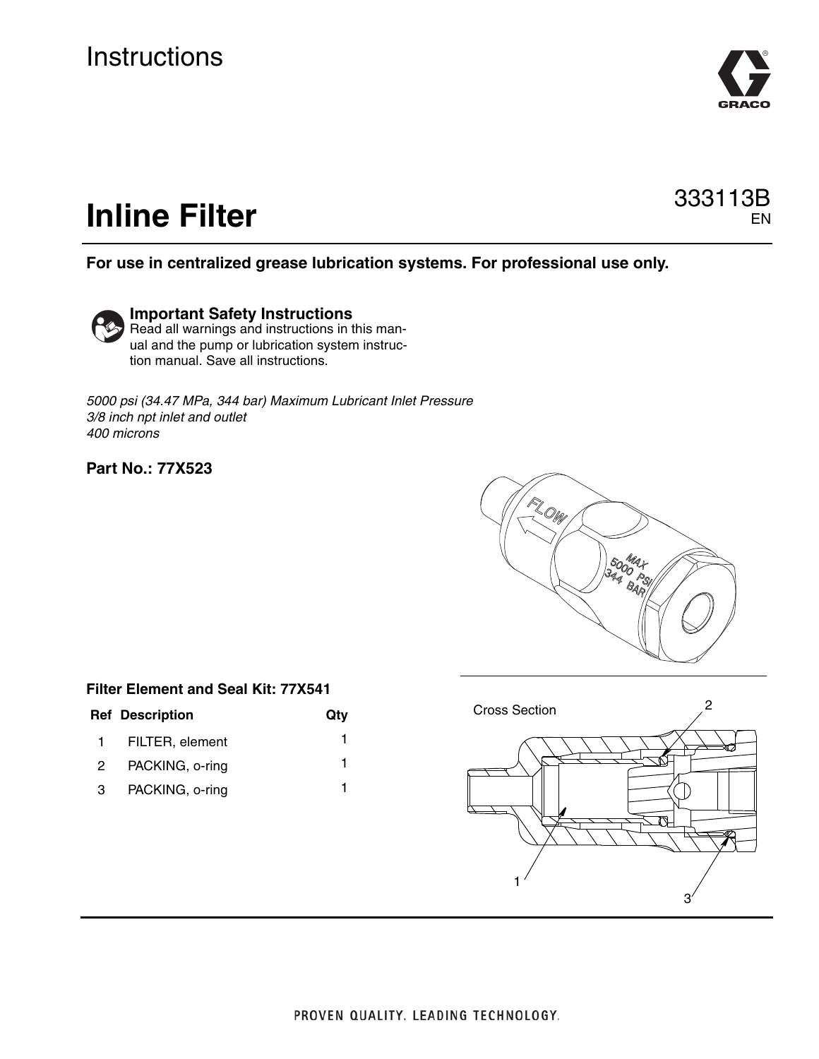Instructions

# Inline Filter

333113B
EN

**For use in centralized grease lubrication systems. For professional use only.**

**Important Safety Instructions**
Read all warnings and instructions in this manual and the pump or lubrication system instruction manual. Save all instructions.

*5000 psi (34.47 MPa, 344 bar) Maximum Lubricant Inlet Pressure*
*3/8 inch npt inlet and outlet*
*400 microns*

**Part No.: 77X523**

**Filter Element and Seal Kit: 77X541**

| Ref | Description | Qty |
|---|---|---|
| 1 | FILTER, element | 1 |
| 2 | PACKING, o-ring | 1 |
| 3 | PACKING, o-ring | 1 |

Cross Section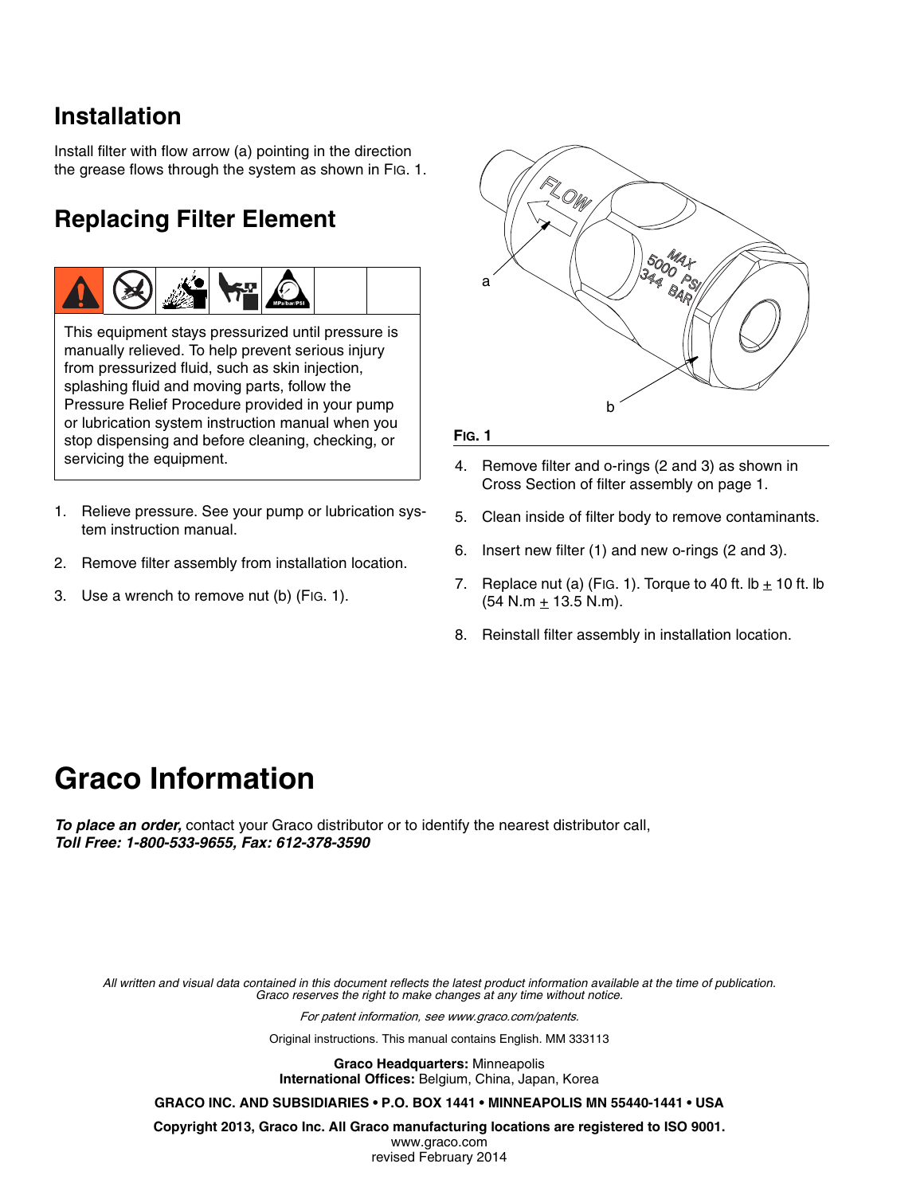## Installation

Install filter with flow arrow (a) pointing in the direction the grease flows through the system as shown in FIG. 1.

## Replacing Filter Element

This equipment stays pressurized until pressure is manually relieved. To help prevent serious injury from pressurized fluid, such as skin injection, splashing fluid and moving parts, follow the Pressure Relief Procedure provided in your pump or lubrication system instruction manual when you stop dispensing and before cleaning, checking, or servicing the equipment.

1. Relieve pressure. See your pump or lubrication system instruction manual.
2. Remove filter assembly from installation location.
3. Use a wrench to remove nut (b) (FIG. 1).

FLOW

MAX 5000 PSI 344 BAR

a

b

**FIG. 1**

4. Remove filter and o-rings (2 and 3) as shown in Cross Section of filter assembly on page 1.
5. Clean inside of filter body to remove contaminants.
6. Insert new filter (1) and new o-rings (2 and 3).
7. Replace nut (a) (FIG. 1). Torque to 40 ft. lb ± 10 ft. lb (54 N.m ± 13.5 N.m).
8. Reinstall filter assembly in installation location.

# Graco Information

***To place an order,*** contact your Graco distributor or to identify the nearest distributor call,
***Toll Free: 1-800-533-9655, Fax: 612-378-3590***

*All written and visual data contained in this document reflects the latest product information available at the time of publication. Graco reserves the right to make changes at any time without notice.*

*For patent information, see www.graco.com/patents.*

Original instructions. This manual contains English. MM 333113

**Graco Headquarters:** Minneapolis
**International Offices:** Belgium, China, Japan, Korea

**GRACO INC. AND SUBSIDIARIES • P.O. BOX 1441 • MINNEAPOLIS MN 55440-1441 • USA**

**Copyright 2013, Graco Inc. All Graco manufacturing locations are registered to ISO 9001.**
www.graco.com
revised February 2014